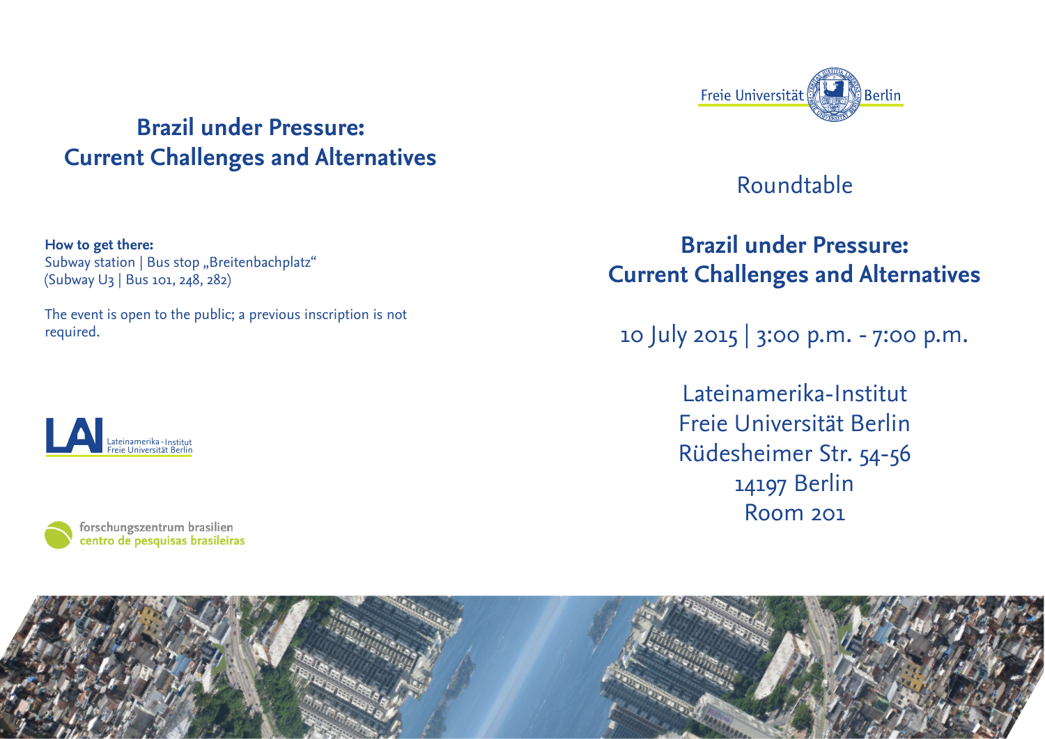# Brazil under Pressure: Current Challenges and Alternatives

**How to get there:**
Subway station | Bus stop „Breitenbachplatz“
(Subway U3 | Bus 101, 248, 282)

The event is open to the public; a previous inscription is not required.

Lateinamerika-Institut
Freie Universität Berlin

forschungszentrum brasilien
centro de pesquisas brasileiras

Freie Universität Berlin

Roundtable

## Brazil under Pressure: Current Challenges and Alternatives

10 July 2015 | 3:00 p.m. - 7:00 p.m.

Lateinamerika-Institut
Freie Universität Berlin
Rüdesheimer Str. 54-56
14197 Berlin
Room 201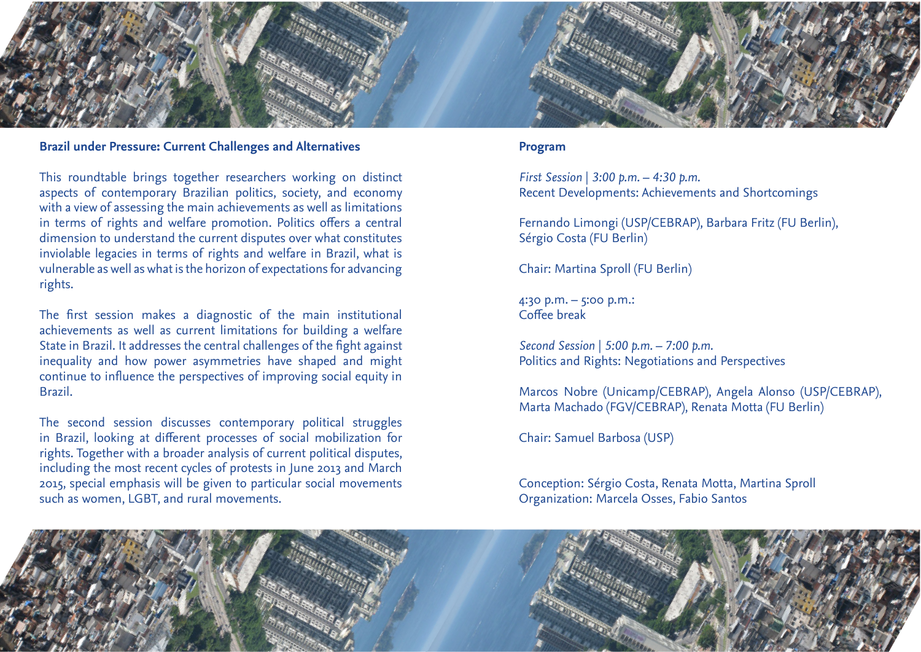## Brazil under Pressure: Current Challenges and Alternatives

This roundtable brings together researchers working on distinct aspects of contemporary Brazilian politics, society, and economy with a view of assessing the main achievements as well as limitations in terms of rights and welfare promotion. Politics offers a central dimension to understand the current disputes over what constitutes inviolable legacies in terms of rights and welfare in Brazil, what is vulnerable as well as what is the horizon of expectations for advancing rights.

The first session makes a diagnostic of the main institutional achievements as well as current limitations for building a welfare State in Brazil. It addresses the central challenges of the fight against inequality and how power asymmetries have shaped and might continue to influence the perspectives of improving social equity in Brazil.

The second session discusses contemporary political struggles in Brazil, looking at different processes of social mobilization for rights. Together with a broader analysis of current political disputes, including the most recent cycles of protests in June 2013 and March 2015, special emphasis will be given to particular social movements such as women, LGBT, and rural movements.

## Program

*First Session | 3:00 p.m. – 4:30 p.m.*
Recent Developments: Achievements and Shortcomings

Fernando Limongi (USP/CEBRAP), Barbara Fritz (FU Berlin), Sérgio Costa (FU Berlin)

Chair: Martina Sproll (FU Berlin)

4:30 p.m. – 5:00 p.m.:
Coffee break

*Second Session | 5:00 p.m. – 7:00 p.m.*
Politics and Rights: Negotiations and Perspectives

Marcos Nobre (Unicamp/CEBRAP), Angela Alonso (USP/CEBRAP), Marta Machado (FGV/CEBRAP), Renata Motta (FU Berlin)

Chair: Samuel Barbosa (USP)

Conception: Sérgio Costa, Renata Motta, Martina Sproll
Organization: Marcela Osses, Fabio Santos